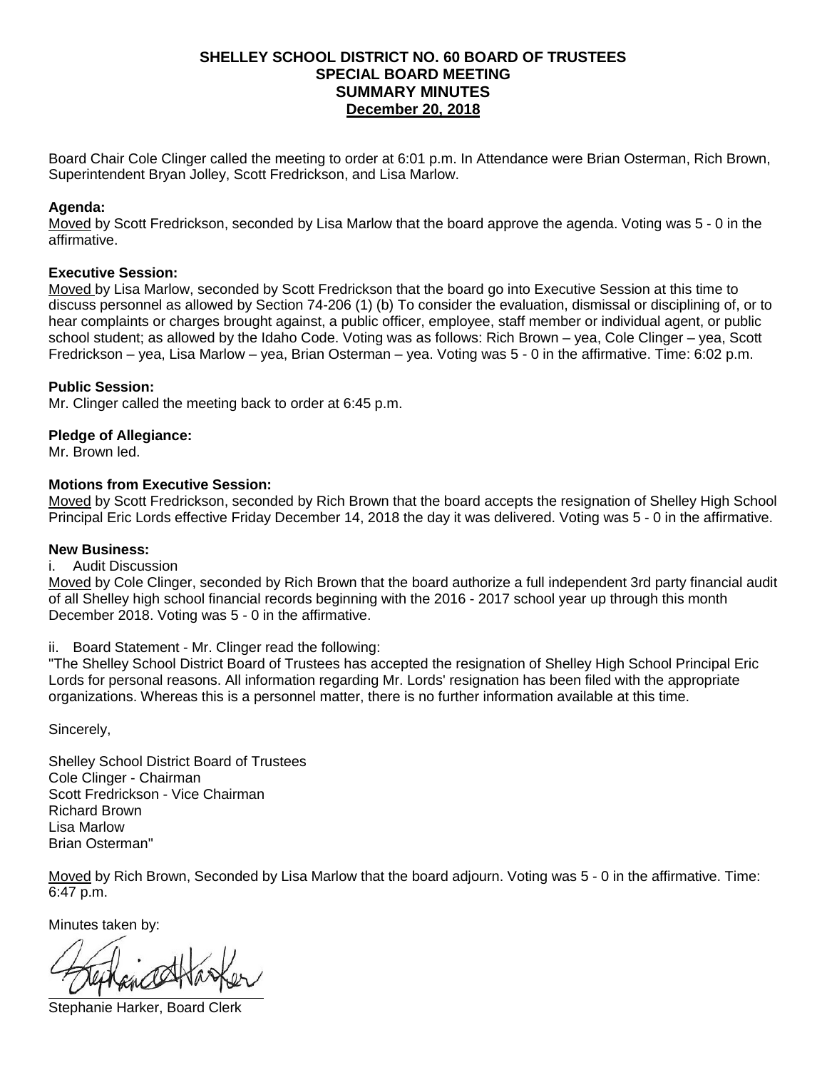# SHELLEY SCHOOL DISTRICT NO. 60 BOARD OF TRUSTEES
## SPECIAL BOARD MEETING
## SUMMARY MINUTES
## December 20, 2018

Board Chair Cole Clinger called the meeting to order at 6:01 p.m. In Attendance were Brian Osterman, Rich Brown, Superintendent Bryan Jolley, Scott Fredrickson, and Lisa Marlow.

**Agenda:**
Moved by Scott Fredrickson, seconded by Lisa Marlow that the board approve the agenda. Voting was 5 - 0 in the affirmative.

**Executive Session:**
Moved by Lisa Marlow, seconded by Scott Fredrickson that the board go into Executive Session at this time to discuss personnel as allowed by Section 74-206 (1) (b) To consider the evaluation, dismissal or disciplining of, or to hear complaints or charges brought against, a public officer, employee, staff member or individual agent, or public school student; as allowed by the Idaho Code. Voting was as follows: Rich Brown – yea, Cole Clinger – yea, Scott Fredrickson – yea, Lisa Marlow – yea, Brian Osterman – yea. Voting was 5 - 0 in the affirmative. Time: 6:02 p.m.

**Public Session:**
Mr. Clinger called the meeting back to order at 6:45 p.m.

**Pledge of Allegiance:**
Mr. Brown led.

**Motions from Executive Session:**
Moved by Scott Fredrickson, seconded by Rich Brown that the board accepts the resignation of Shelley High School Principal Eric Lords effective Friday December 14, 2018 the day it was delivered. Voting was 5 - 0 in the affirmative.

**New Business:**
i. Audit Discussion
Moved by Cole Clinger, seconded by Rich Brown that the board authorize a full independent 3rd party financial audit of all Shelley high school financial records beginning with the 2016 - 2017 school year up through this month December 2018. Voting was 5 - 0 in the affirmative.

ii. Board Statement - Mr. Clinger read the following:
"The Shelley School District Board of Trustees has accepted the resignation of Shelley High School Principal Eric Lords for personal reasons. All information regarding Mr. Lords' resignation has been filed with the appropriate organizations. Whereas this is a personnel matter, there is no further information available at this time.

Sincerely,

Shelley School District Board of Trustees
Cole Clinger - Chairman
Scott Fredrickson - Vice Chairman
Richard Brown
Lisa Marlow
Brian Osterman"

Moved by Rich Brown, Seconded by Lisa Marlow that the board adjourn. Voting was 5 - 0 in the affirmative. Time: 6:47 p.m.

Minutes taken by:

Stephanie Harker, Board Clerk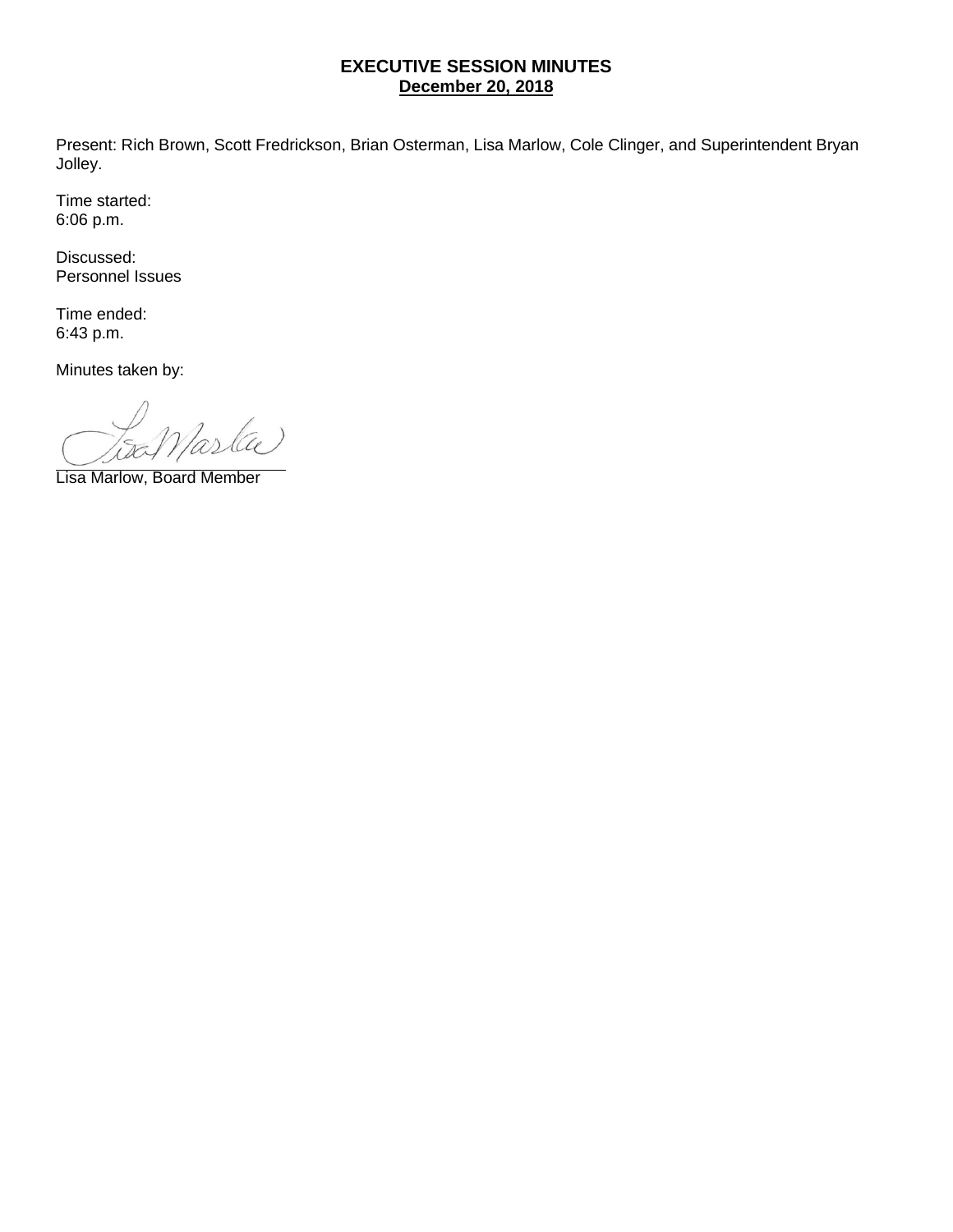# EXECUTIVE SESSION MINUTES

## **December 20, 2018**

Present: Rich Brown, Scott Fredrickson, Brian Osterman, Lisa Marlow, Cole Clinger, and Superintendent Bryan Jolley.

Time started:
6:06 p.m.

Discussed:
Personnel Issues

Time ended:
6:43 p.m.

Minutes taken by:

Lisa Marlow, Board Member